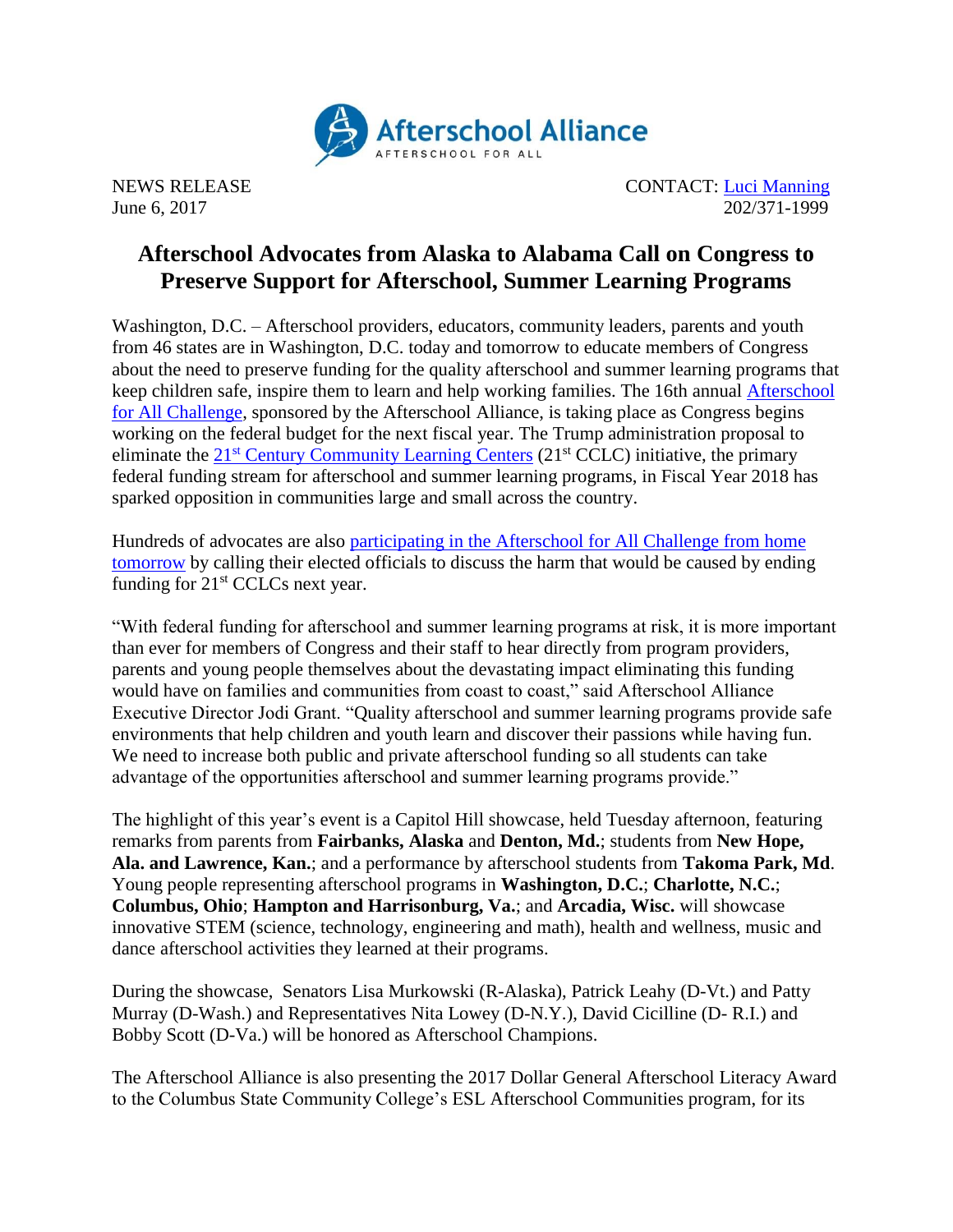Afterschool Alliance
AFTERSCHOOL FOR ALL

NEWS RELEASE
June 6, 2017

CONTACT: Luci Manning
202/371-1999

# Afterschool Advocates from Alaska to Alabama Call on Congress to Preserve Support for Afterschool, Summer Learning Programs

Washington, D.C. – Afterschool providers, educators, community leaders, parents and youth from 46 states are in Washington, D.C. today and tomorrow to educate members of Congress about the need to preserve funding for the quality afterschool and summer learning programs that keep children safe, inspire them to learn and help working families. The 16th annual Afterschool for All Challenge, sponsored by the Afterschool Alliance, is taking place as Congress begins working on the federal budget for the next fiscal year. The Trump administration proposal to eliminate the 21st Century Community Learning Centers (21st CCLC) initiative, the primary federal funding stream for afterschool and summer learning programs, in Fiscal Year 2018 has sparked opposition in communities large and small across the country.

Hundreds of advocates are also participating in the Afterschool for All Challenge from home tomorrow by calling their elected officials to discuss the harm that would be caused by ending funding for 21st CCLCs next year.

"With federal funding for afterschool and summer learning programs at risk, it is more important than ever for members of Congress and their staff to hear directly from program providers, parents and young people themselves about the devastating impact eliminating this funding would have on families and communities from coast to coast," said Afterschool Alliance Executive Director Jodi Grant. "Quality afterschool and summer learning programs provide safe environments that help children and youth learn and discover their passions while having fun. We need to increase both public and private afterschool funding so all students can take advantage of the opportunities afterschool and summer learning programs provide."

The highlight of this year's event is a Capitol Hill showcase, held Tuesday afternoon, featuring remarks from parents from **Fairbanks, Alaska** and **Denton, Md.**; students from **New Hope, Ala. and Lawrence, Kan.**; and a performance by afterschool students from **Takoma Park, Md**. Young people representing afterschool programs in **Washington, D.C.**; **Charlotte, N.C.**; **Columbus, Ohio**; **Hampton and Harrisonburg, Va.**; and **Arcadia, Wisc.** will showcase innovative STEM (science, technology, engineering and math), health and wellness, music and dance afterschool activities they learned at their programs.

During the showcase, Senators Lisa Murkowski (R-Alaska), Patrick Leahy (D-Vt.) and Patty Murray (D-Wash.) and Representatives Nita Lowey (D-N.Y.), David Cicilline (D- R.I.) and Bobby Scott (D-Va.) will be honored as Afterschool Champions.

The Afterschool Alliance is also presenting the 2017 Dollar General Afterschool Literacy Award to the Columbus State Community College's ESL Afterschool Communities program, for its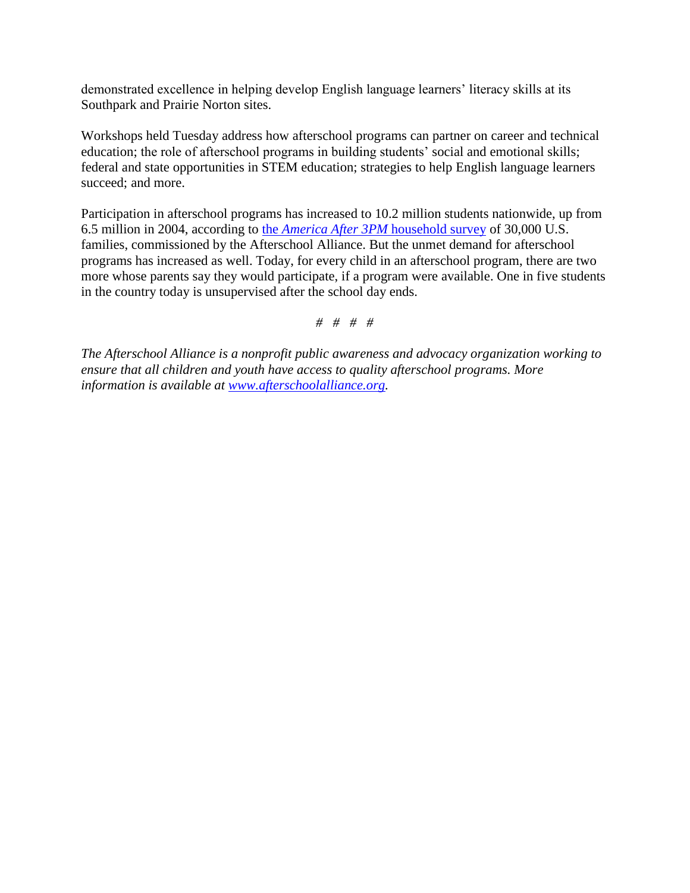demonstrated excellence in helping develop English language learners' literacy skills at its Southpark and Prairie Norton sites.

Workshops held Tuesday address how afterschool programs can partner on career and technical education; the role of afterschool programs in building students' social and emotional skills; federal and state opportunities in STEM education; strategies to help English language learners succeed; and more.

Participation in afterschool programs has increased to 10.2 million students nationwide, up from 6.5 million in 2004, according to the *America After 3PM* household survey of 30,000 U.S. families, commissioned by the Afterschool Alliance. But the unmet demand for afterschool programs has increased as well. Today, for every child in an afterschool program, there are two more whose parents say they would participate, if a program were available. One in five students in the country today is unsupervised after the school day ends.

# # # #

*The Afterschool Alliance is a nonprofit public awareness and advocacy organization working to ensure that all children and youth have access to quality afterschool programs. More information is available at www.afterschoolalliance.org.*